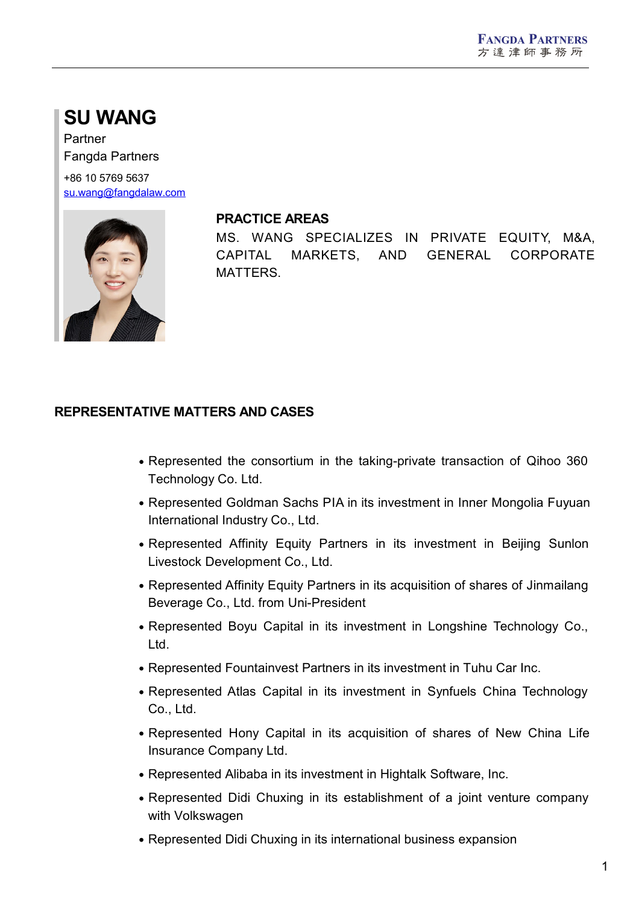# SU WANG

Partner

Fangda Partners

+86 10 5769 5637

su.wang@fangdalaw.com

## PRACTICE AREAS

MS. WANG SPECIALIZES IN PRIVATE EQUITY, M&A, CAPITAL MARKETS, AND GENERAL CORPORATE MATTERS.

## REPRESENTATIVE MATTERS AND CASES

- Represented the consortium in the taking-private transaction of Qihoo 360 Technology Co. Ltd.
- Represented Goldman Sachs PIA in its investment in Inner Mongolia Fuyuan International Industry Co., Ltd.
- Represented Affinity Equity Partners in its investment in Beijing Sunlon Livestock Development Co., Ltd.
- Represented Affinity Equity Partners in its acquisition of shares of Jinmailang Beverage Co., Ltd. from Uni-President
- Represented Boyu Capital in its investment in Longshine Technology Co., Ltd.
- Represented Fountainvest Partners in its investment in Tuhu Car Inc.
- Represented Atlas Capital in its investment in Synfuels China Technology Co., Ltd.
- Represented Hony Capital in its acquisition of shares of New China Life Insurance Company Ltd.
- Represented Alibaba in its investment in Hightalk Software, Inc.
- Represented Didi Chuxing in its establishment of a joint venture company with Volkswagen
- Represented Didi Chuxing in its international business expansion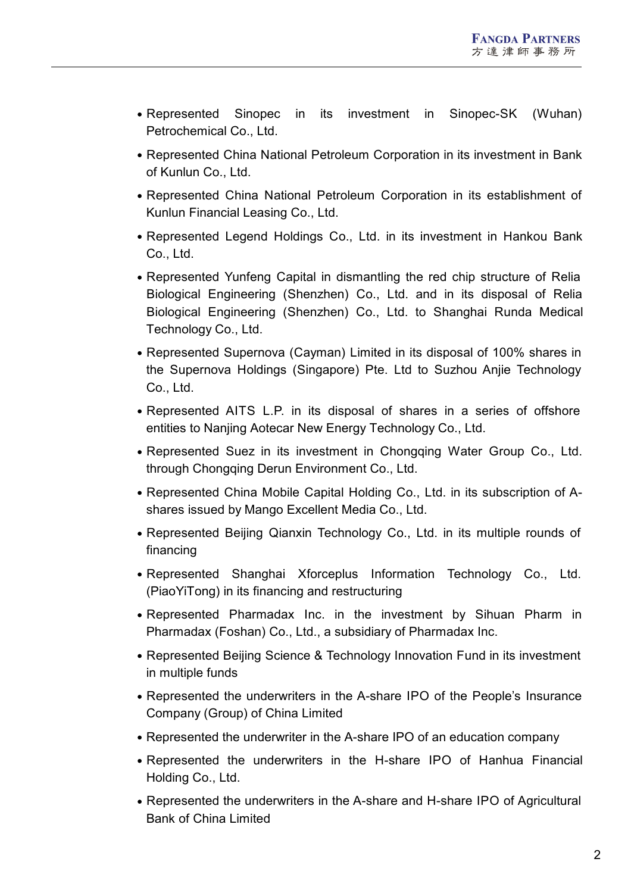- Represented Sinopec in its investment in Sinopec-SK (Wuhan) Petrochemical Co., Ltd.
- Represented China National Petroleum Corporation in its investment in Bank of Kunlun Co., Ltd.
- Represented China National Petroleum Corporation in its establishment of Kunlun Financial Leasing Co., Ltd.
- Represented Legend Holdings Co., Ltd. in its investment in Hankou Bank Co., Ltd.
- Represented Yunfeng Capital in dismantling the red chip structure of Relia Biological Engineering (Shenzhen) Co., Ltd. and in its disposal of Relia Biological Engineering (Shenzhen) Co., Ltd. to Shanghai Runda Medical Technology Co., Ltd.
- Represented Supernova (Cayman) Limited in its disposal of 100% shares in the Supernova Holdings (Singapore) Pte. Ltd to Suzhou Anjie Technology Co., Ltd.
- Represented AITS L.P. in its disposal of shares in a series of offshore entities to Nanjing Aotecar New Energy Technology Co., Ltd.
- Represented Suez in its investment in Chongqing Water Group Co., Ltd. through Chongqing Derun Environment Co., Ltd.
- Represented China Mobile Capital Holding Co., Ltd. in its subscription of A-shares issued by Mango Excellent Media Co., Ltd.
- Represented Beijing Qianxin Technology Co., Ltd. in its multiple rounds of financing
- Represented Shanghai Xforceplus Information Technology Co., Ltd. (PiaoYiTong) in its financing and restructuring
- Represented Pharmadax Inc. in the investment by Sihuan Pharm in Pharmadax (Foshan) Co., Ltd., a subsidiary of Pharmadax Inc.
- Represented Beijing Science & Technology Innovation Fund in its investment in multiple funds
- Represented the underwriters in the A-share IPO of the People's Insurance Company (Group) of China Limited
- Represented the underwriter in the A-share IPO of an education company
- Represented the underwriters in the H-share IPO of Hanhua Financial Holding Co., Ltd.
- Represented the underwriters in the A-share and H-share IPO of Agricultural Bank of China Limited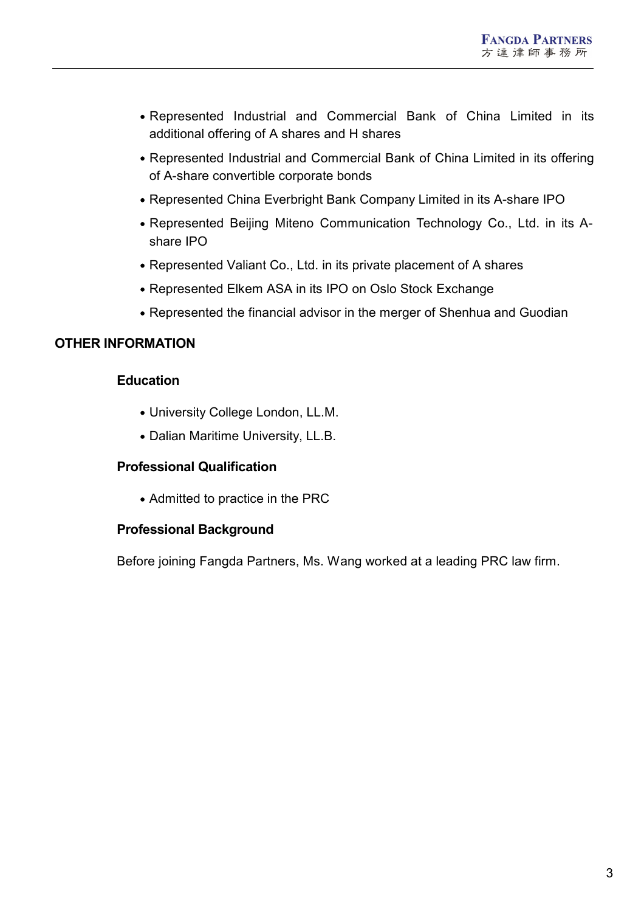- Represented Industrial and Commercial Bank of China Limited in its additional offering of A shares and H shares
- Represented Industrial and Commercial Bank of China Limited in its offering of A-share convertible corporate bonds
- Represented China Everbright Bank Company Limited in its A-share IPO
- Represented Beijing Miteno Communication Technology Co., Ltd. in its A-share IPO
- Represented Valiant Co., Ltd. in its private placement of A shares
- Represented Elkem ASA in its IPO on Oslo Stock Exchange
- Represented the financial advisor in the merger of Shenhua and Guodian

## OTHER INFORMATION

### Education

- University College London, LL.M.
- Dalian Maritime University, LL.B.

### Professional Qualification

- Admitted to practice in the PRC

### Professional Background

Before joining Fangda Partners, Ms. Wang worked at a leading PRC law firm.